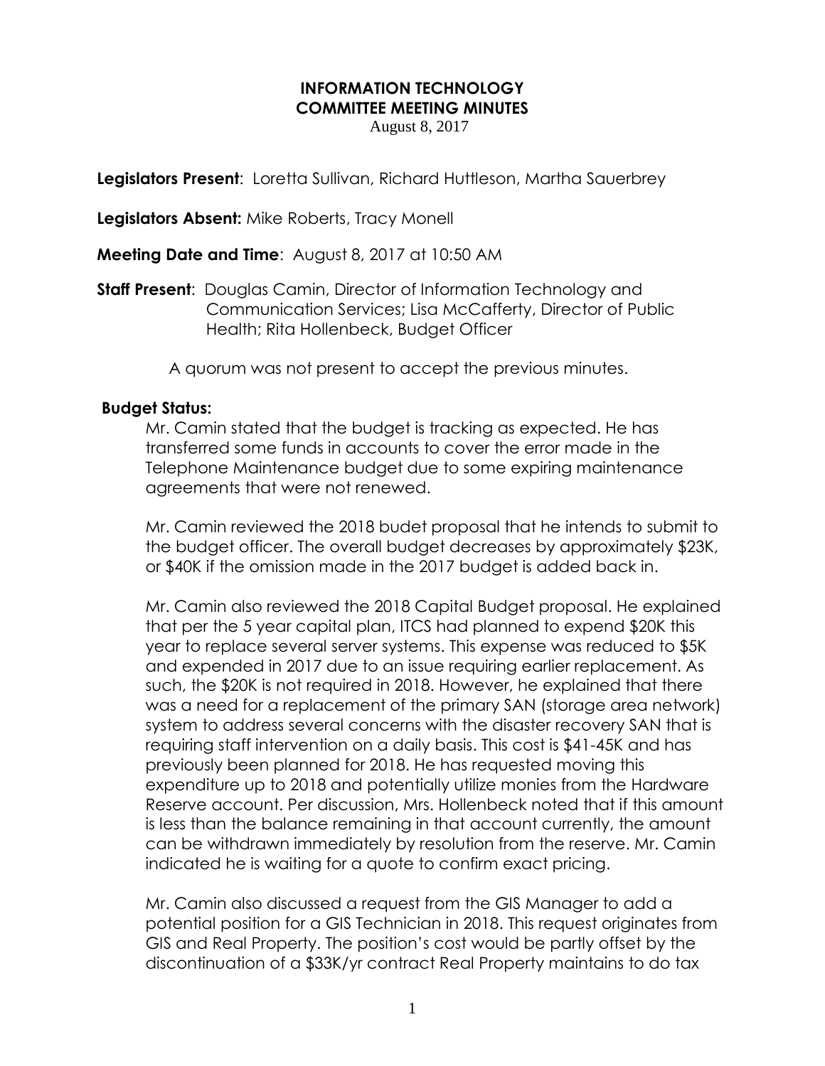# INFORMATION TECHNOLOGY
# COMMITTEE MEETING MINUTES

August 8, 2017

**Legislators Present**: Loretta Sullivan, Richard Huttleson, Martha Sauerbrey

**Legislators Absent:** Mike Roberts, Tracy Monell

**Meeting Date and Time**: August 8, 2017 at 10:50 AM

**Staff Present**: Douglas Camin, Director of Information Technology and Communication Services; Lisa McCafferty, Director of Public Health; Rita Hollenbeck, Budget Officer

A quorum was not present to accept the previous minutes.

**Budget Status:**

Mr. Camin stated that the budget is tracking as expected. He has transferred some funds in accounts to cover the error made in the Telephone Maintenance budget due to some expiring maintenance agreements that were not renewed.

Mr. Camin reviewed the 2018 budet proposal that he intends to submit to the budget officer. The overall budget decreases by approximately $23K, or $40K if the omission made in the 2017 budget is added back in.

Mr. Camin also reviewed the 2018 Capital Budget proposal. He explained that per the 5 year capital plan, ITCS had planned to expend $20K this year to replace several server systems. This expense was reduced to $5K and expended in 2017 due to an issue requiring earlier replacement. As such, the $20K is not required in 2018. However, he explained that there was a need for a replacement of the primary SAN (storage area network) system to address several concerns with the disaster recovery SAN that is requiring staff intervention on a daily basis. This cost is $41-45K and has previously been planned for 2018. He has requested moving this expenditure up to 2018 and potentially utilize monies from the Hardware Reserve account. Per discussion, Mrs. Hollenbeck noted that if this amount is less than the balance remaining in that account currently, the amount can be withdrawn immediately by resolution from the reserve. Mr. Camin indicated he is waiting for a quote to confirm exact pricing.

Mr. Camin also discussed a request from the GIS Manager to add a potential position for a GIS Technician in 2018. This request originates from GIS and Real Property. The position's cost would be partly offset by the discontinuation of a $33K/yr contract Real Property maintains to do tax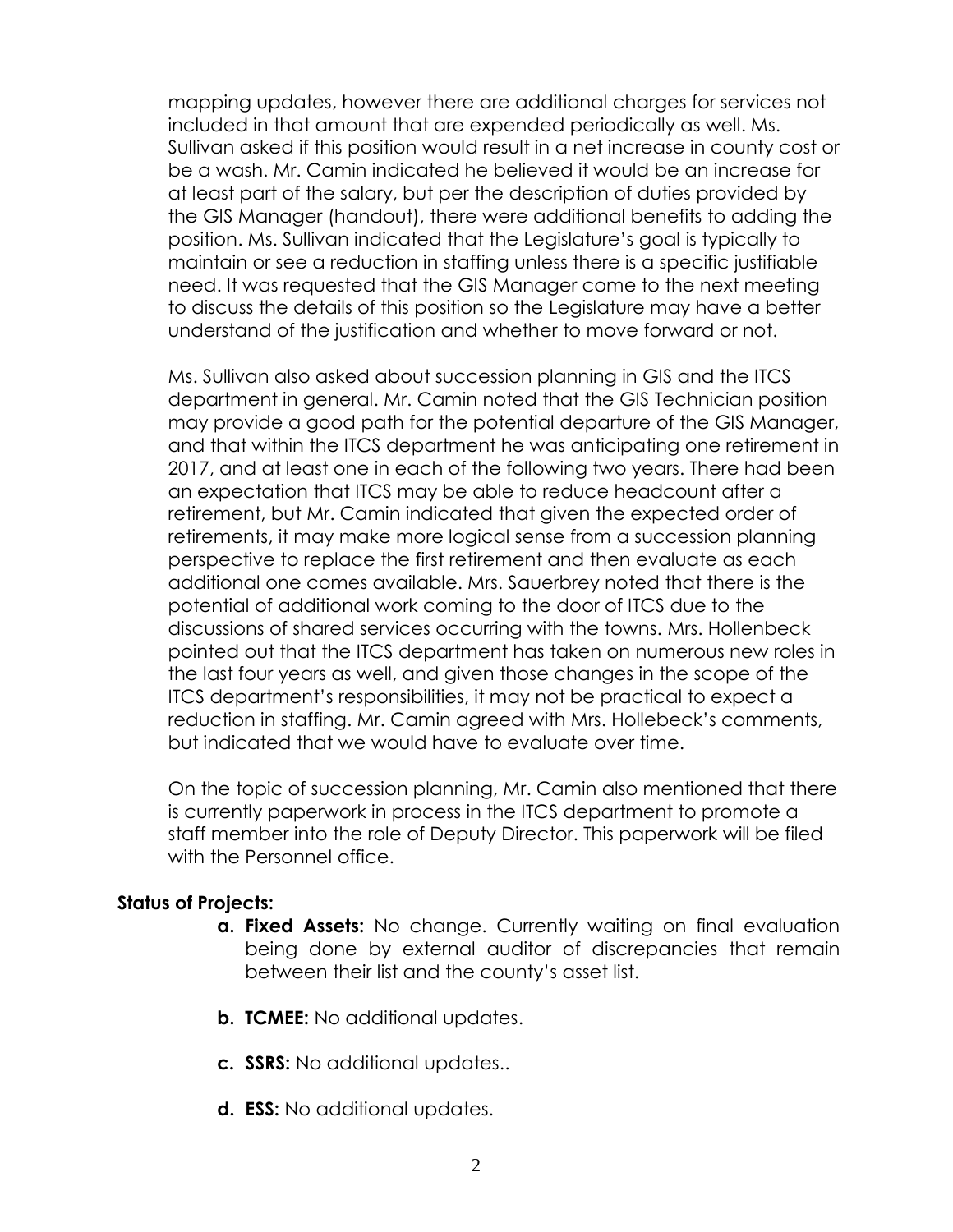mapping updates, however there are additional charges for services not included in that amount that are expended periodically as well. Ms. Sullivan asked if this position would result in a net increase in county cost or be a wash. Mr. Camin indicated he believed it would be an increase for at least part of the salary, but per the description of duties provided by the GIS Manager (handout), there were additional benefits to adding the position. Ms. Sullivan indicated that the Legislature's goal is typically to maintain or see a reduction in staffing unless there is a specific justifiable need. It was requested that the GIS Manager come to the next meeting to discuss the details of this position so the Legislature may have a better understand of the justification and whether to move forward or not.

Ms. Sullivan also asked about succession planning in GIS and the ITCS department in general. Mr. Camin noted that the GIS Technician position may provide a good path for the potential departure of the GIS Manager, and that within the ITCS department he was anticipating one retirement in 2017, and at least one in each of the following two years. There had been an expectation that ITCS may be able to reduce headcount after a retirement, but Mr. Camin indicated that given the expected order of retirements, it may make more logical sense from a succession planning perspective to replace the first retirement and then evaluate as each additional one comes available. Mrs. Sauerbrey noted that there is the potential of additional work coming to the door of ITCS due to the discussions of shared services occurring with the towns. Mrs. Hollenbeck pointed out that the ITCS department has taken on numerous new roles in the last four years as well, and given those changes in the scope of the ITCS department's responsibilities, it may not be practical to expect a reduction in staffing. Mr. Camin agreed with Mrs. Hollebeck's comments, but indicated that we would have to evaluate over time.

On the topic of succession planning, Mr. Camin also mentioned that there is currently paperwork in process in the ITCS department to promote a staff member into the role of Deputy Director. This paperwork will be filed with the Personnel office.

**Status of Projects:**

- **a. Fixed Assets:** No change. Currently waiting on final evaluation being done by external auditor of discrepancies that remain between their list and the county's asset list.
- **b. TCMEE:** No additional updates.
- **c. SSRS:** No additional updates..
- **d. ESS:** No additional updates.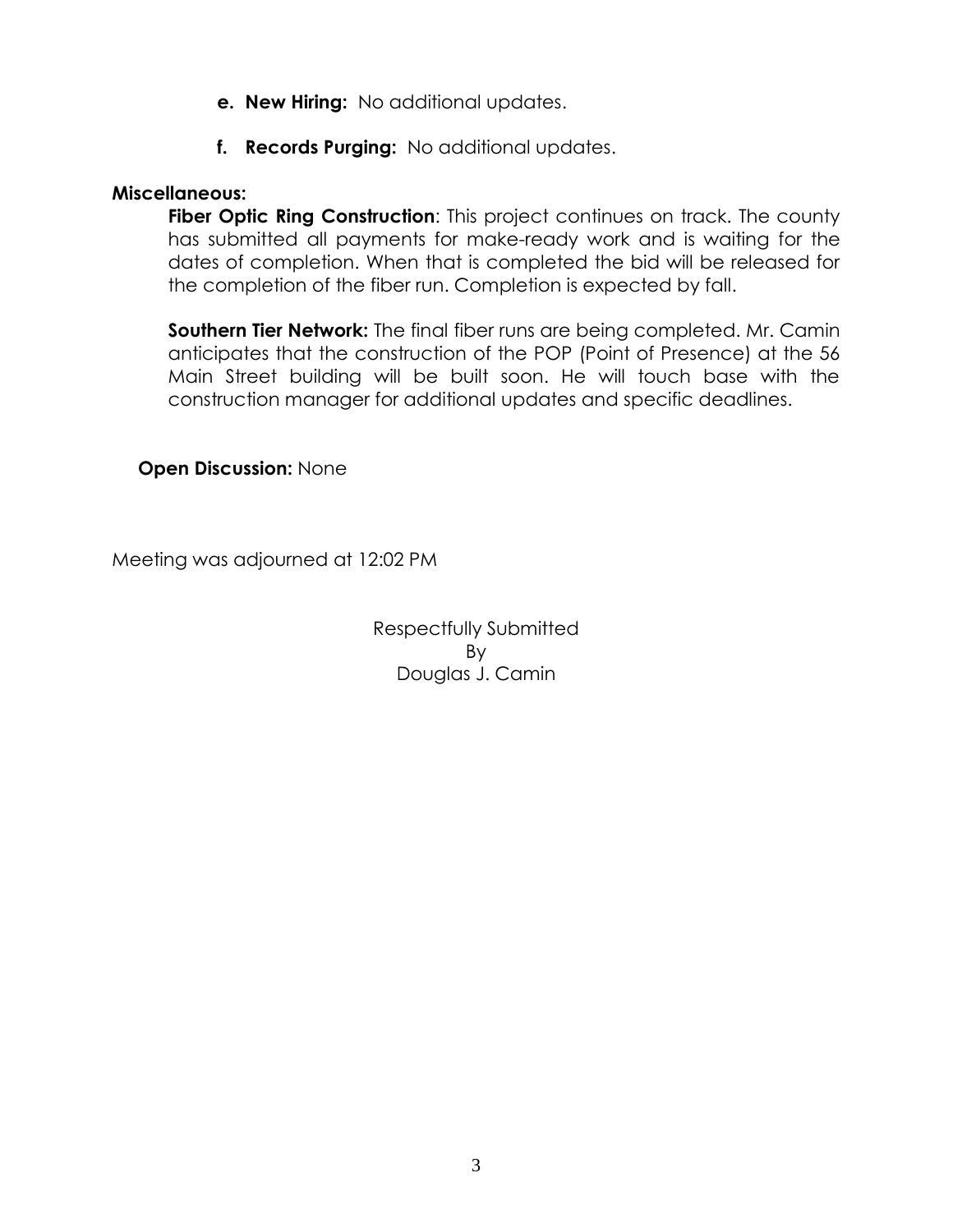e. **New Hiring:** No additional updates.

f. **Records Purging:** No additional updates.

**Miscellaneous:**

**Fiber Optic Ring Construction**: This project continues on track. The county has submitted all payments for make-ready work and is waiting for the dates of completion. When that is completed the bid will be released for the completion of the fiber run. Completion is expected by fall.

**Southern Tier Network:** The final fiber runs are being completed. Mr. Camin anticipates that the construction of the POP (Point of Presence) at the 56 Main Street building will be built soon. He will touch base with the construction manager for additional updates and specific deadlines.

**Open Discussion:** None

Meeting was adjourned at 12:02 PM

Respectfully Submitted
By
Douglas J. Camin